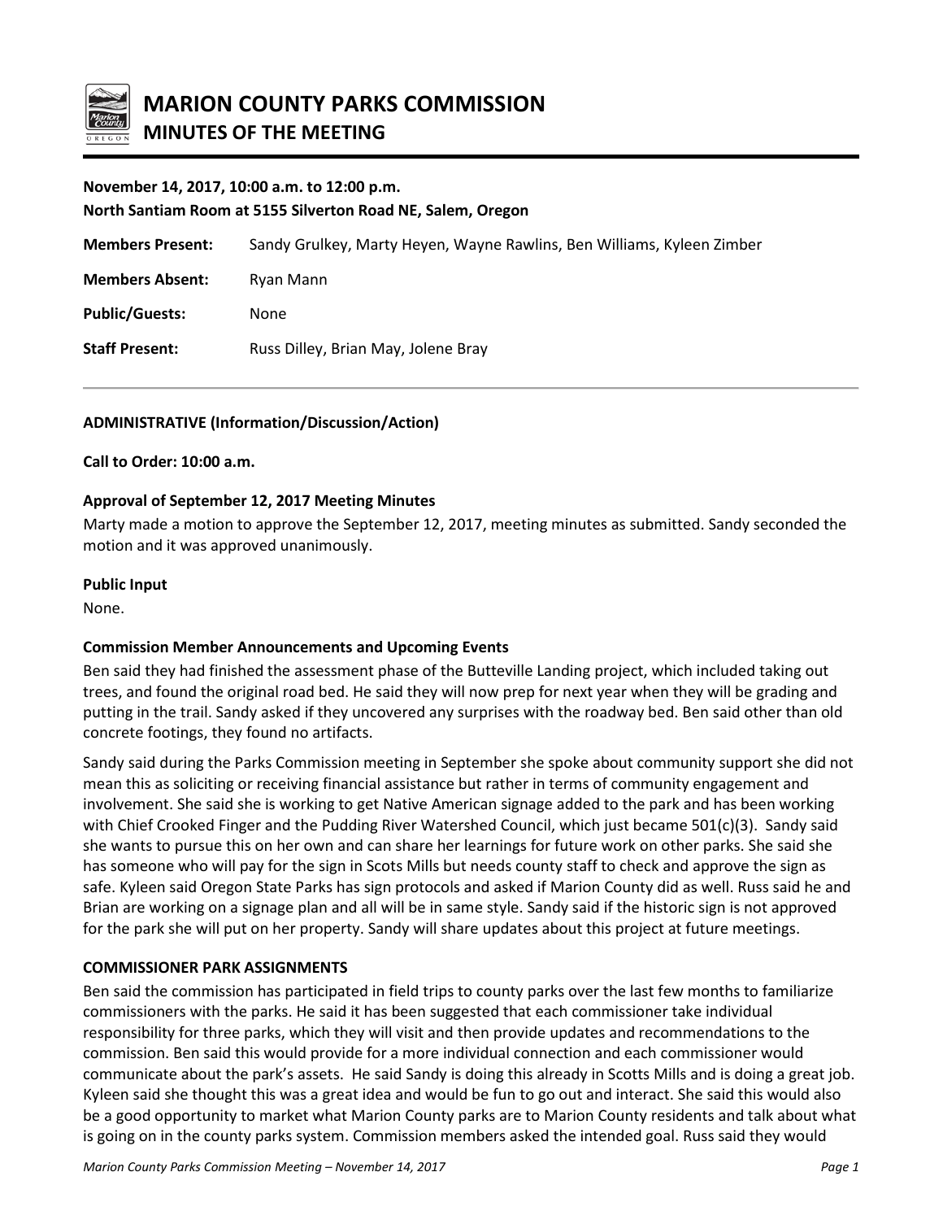# MARION COUNTY PARKS COMMISSION
## MINUTES OF THE MEETING

**November 14, 2017, 10:00 a.m. to 12:00 p.m.**
**North Santiam Room at 5155 Silverton Road NE, Salem, Oregon**

**Members Present:** Sandy Grulkey, Marty Heyen, Wayne Rawlins, Ben Williams, Kyleen Zimber

**Members Absent:** Ryan Mann

**Public/Guests:** None

**Staff Present:** Russ Dilley, Brian May, Jolene Bray

---

**ADMINISTRATIVE (Information/Discussion/Action)**

**Call to Order: 10:00 a.m.**

**Approval of September 12, 2017 Meeting Minutes**

Marty made a motion to approve the September 12, 2017, meeting minutes as submitted. Sandy seconded the motion and it was approved unanimously.

**Public Input**

None.

**Commission Member Announcements and Upcoming Events**

Ben said they had finished the assessment phase of the Butteville Landing project, which included taking out trees, and found the original road bed. He said they will now prep for next year when they will be grading and putting in the trail. Sandy asked if they uncovered any surprises with the roadway bed. Ben said other than old concrete footings, they found no artifacts.

Sandy said during the Parks Commission meeting in September she spoke about community support she did not mean this as soliciting or receiving financial assistance but rather in terms of community engagement and involvement. She said she is working to get Native American signage added to the park and has been working with Chief Crooked Finger and the Pudding River Watershed Council, which just became 501(c)(3). Sandy said she wants to pursue this on her own and can share her learnings for future work on other parks. She said she has someone who will pay for the sign in Scots Mills but needs county staff to check and approve the sign as safe. Kyleen said Oregon State Parks has sign protocols and asked if Marion County did as well. Russ said he and Brian are working on a signage plan and all will be in same style. Sandy said if the historic sign is not approved for the park she will put on her property. Sandy will share updates about this project at future meetings.

**COMMISSIONER PARK ASSIGNMENTS**

Ben said the commission has participated in field trips to county parks over the last few months to familiarize commissioners with the parks. He said it has been suggested that each commissioner take individual responsibility for three parks, which they will visit and then provide updates and recommendations to the commission. Ben said this would provide for a more individual connection and each commissioner would communicate about the park's assets. He said Sandy is doing this already in Scotts Mills and is doing a great job. Kyleen said she thought this was a great idea and would be fun to go out and interact. She said this would also be a good opportunity to market what Marion County parks are to Marion County residents and talk about what is going on in the county parks system. Commission members asked the intended goal. Russ said they would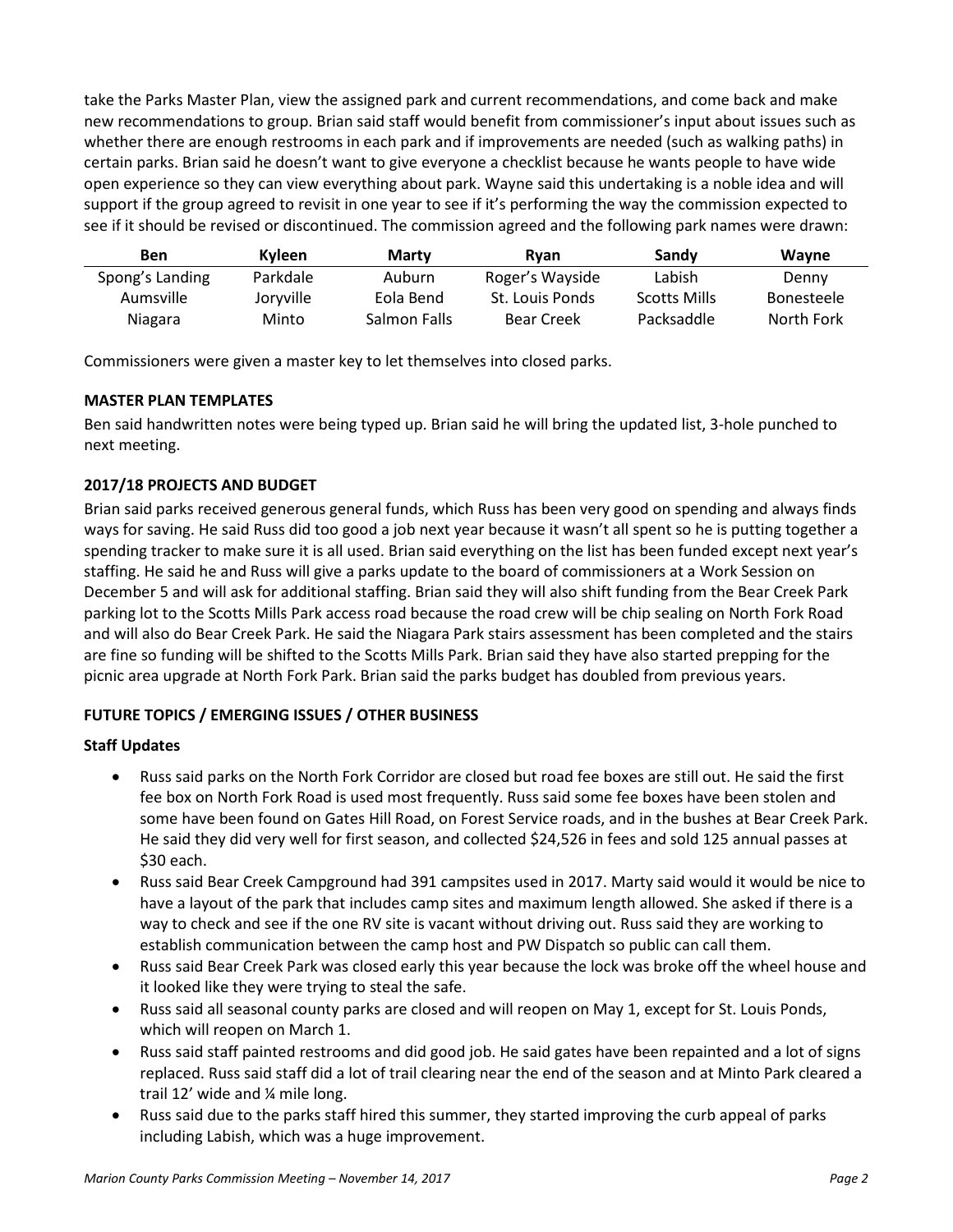take the Parks Master Plan, view the assigned park and current recommendations, and come back and make new recommendations to group. Brian said staff would benefit from commissioner's input about issues such as whether there are enough restrooms in each park and if improvements are needed (such as walking paths) in certain parks. Brian said he doesn't want to give everyone a checklist because he wants people to have wide open experience so they can view everything about park. Wayne said this undertaking is a noble idea and will support if the group agreed to revisit in one year to see if it's performing the way the commission expected to see if it should be revised or discontinued. The commission agreed and the following park names were drawn:

| Ben | Kyleen | Marty | Ryan | Sandy | Wayne |
|---|---|---|---|---|---|
| Spong's Landing | Parkdale | Auburn | Roger's Wayside | Labish | Denny |
| Aumsville | Joryville | Eola Bend | St. Louis Ponds | Scotts Mills | Bonesteele |
| Niagara | Minto | Salmon Falls | Bear Creek | Packsaddle | North Fork |

Commissioners were given a master key to let themselves into closed parks.

**MASTER PLAN TEMPLATES**

Ben said handwritten notes were being typed up. Brian said he will bring the updated list, 3-hole punched to next meeting.

**2017/18 PROJECTS AND BUDGET**

Brian said parks received generous general funds, which Russ has been very good on spending and always finds ways for saving. He said Russ did too good a job next year because it wasn't all spent so he is putting together a spending tracker to make sure it is all used. Brian said everything on the list has been funded except next year's staffing. He said he and Russ will give a parks update to the board of commissioners at a Work Session on December 5 and will ask for additional staffing. Brian said they will also shift funding from the Bear Creek Park parking lot to the Scotts Mills Park access road because the road crew will be chip sealing on North Fork Road and will also do Bear Creek Park. He said the Niagara Park stairs assessment has been completed and the stairs are fine so funding will be shifted to the Scotts Mills Park. Brian said they have also started prepping for the picnic area upgrade at North Fork Park. Brian said the parks budget has doubled from previous years.

**FUTURE TOPICS / EMERGING ISSUES / OTHER BUSINESS**

**Staff Updates**

- Russ said parks on the North Fork Corridor are closed but road fee boxes are still out. He said the first fee box on North Fork Road is used most frequently. Russ said some fee boxes have been stolen and some have been found on Gates Hill Road, on Forest Service roads, and in the bushes at Bear Creek Park. He said they did very well for first season, and collected $24,526 in fees and sold 125 annual passes at $30 each.
- Russ said Bear Creek Campground had 391 campsites used in 2017. Marty said would it would be nice to have a layout of the park that includes camp sites and maximum length allowed. She asked if there is a way to check and see if the one RV site is vacant without driving out. Russ said they are working to establish communication between the camp host and PW Dispatch so public can call them.
- Russ said Bear Creek Park was closed early this year because the lock was broke off the wheel house and it looked like they were trying to steal the safe.
- Russ said all seasonal county parks are closed and will reopen on May 1, except for St. Louis Ponds, which will reopen on March 1.
- Russ said staff painted restrooms and did good job. He said gates have been repainted and a lot of signs replaced. Russ said staff did a lot of trail clearing near the end of the season and at Minto Park cleared a trail 12' wide and ¼ mile long.
- Russ said due to the parks staff hired this summer, they started improving the curb appeal of parks including Labish, which was a huge improvement.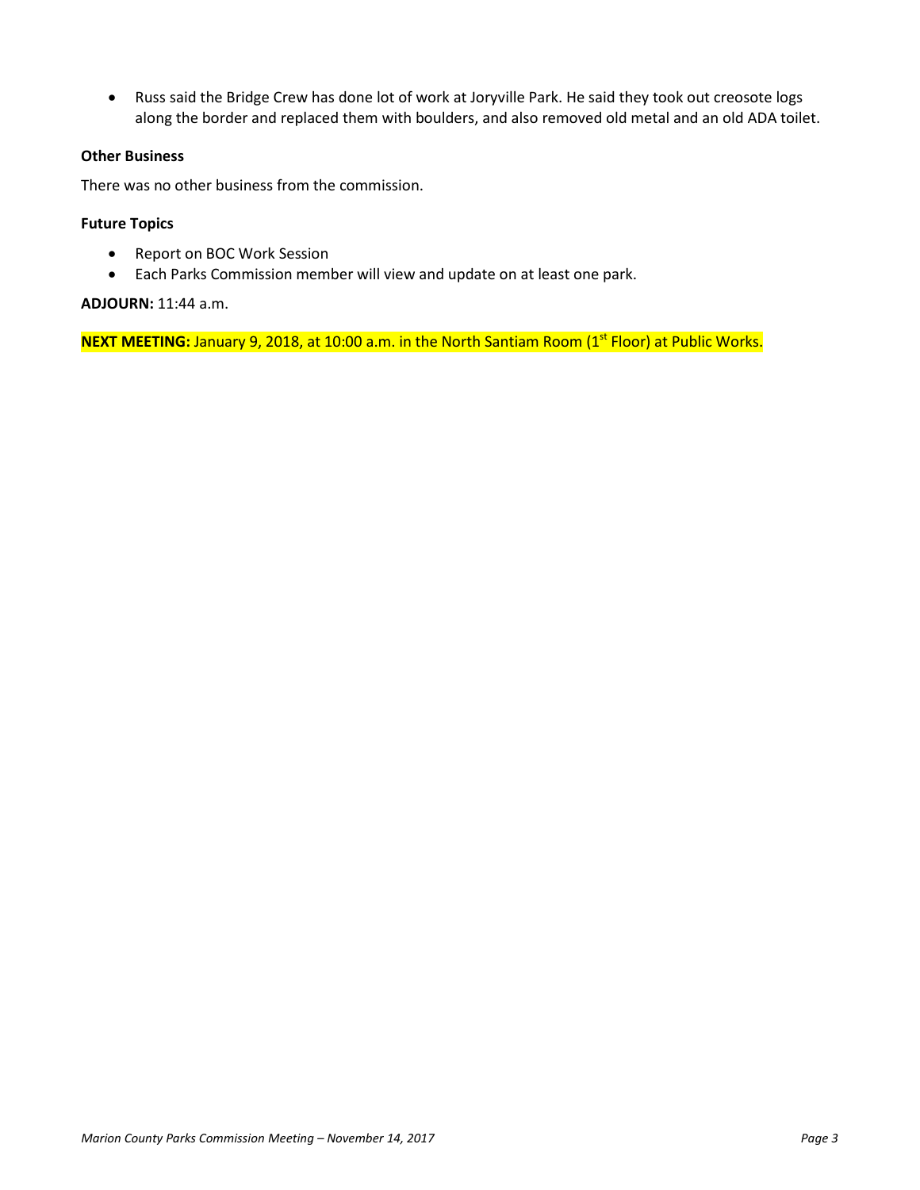- Russ said the Bridge Crew has done lot of work at Joryville Park. He said they took out creosote logs along the border and replaced them with boulders, and also removed old metal and an old ADA toilet.

**Other Business**

There was no other business from the commission.

**Future Topics**

- Report on BOC Work Session
- Each Parks Commission member will view and update on at least one park.

**ADJOURN:** 11:44 a.m.

**NEXT MEETING:** January 9, 2018, at 10:00 a.m. in the North Santiam Room (1st Floor) at Public Works.